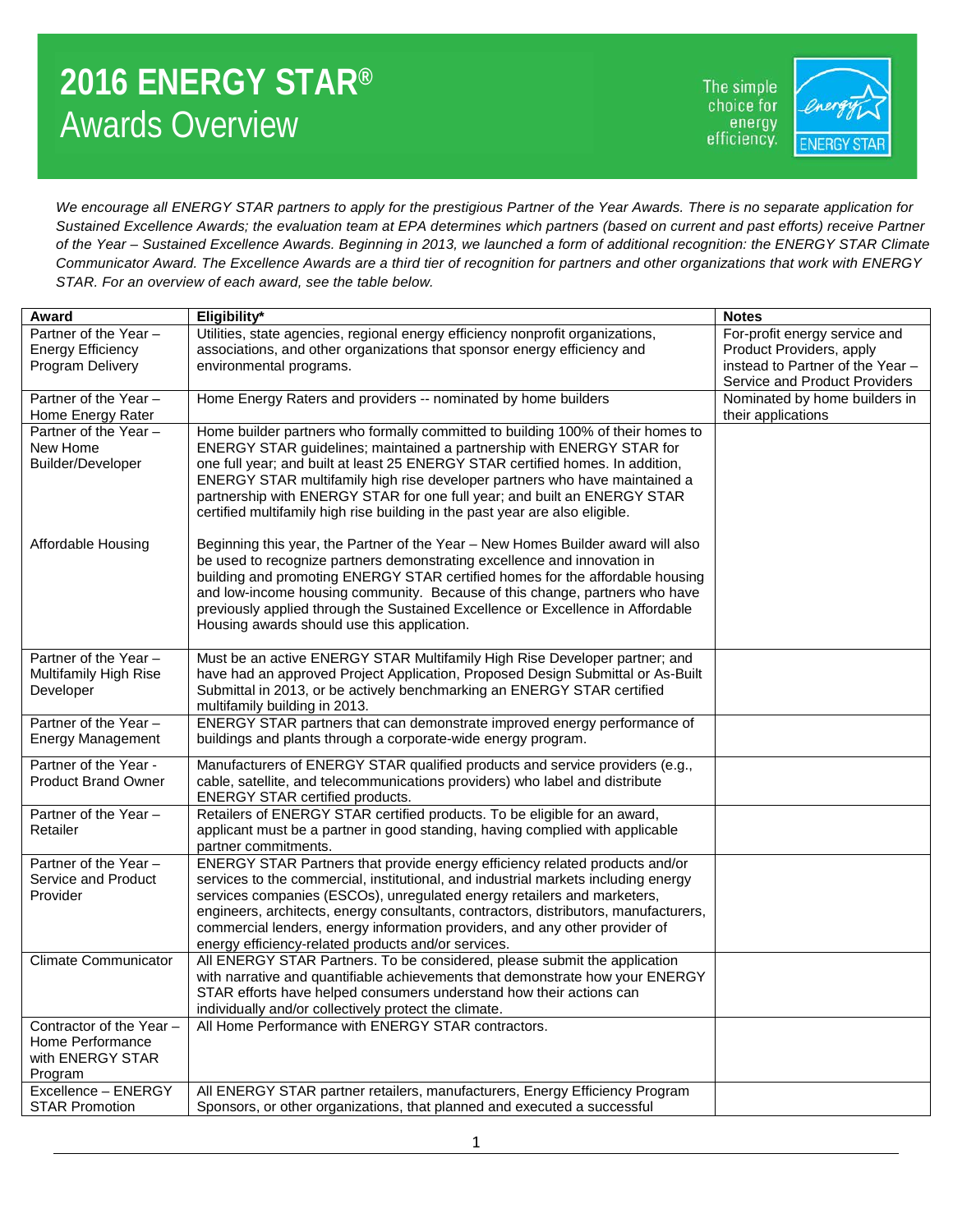# 2016 ENERGY STAR® Awards Overview

The simple choice for energy efficiency.

*We encourage all ENERGY STAR partners to apply for the prestigious Partner of the Year Awards. There is no separate application for Sustained Excellence Awards; the evaluation team at EPA determines which partners (based on current and past efforts) receive Partner of the Year – Sustained Excellence Awards. Beginning in 2013, we launched a form of additional recognition: the ENERGY STAR Climate Communicator Award. The Excellence Awards are a third tier of recognition for partners and other organizations that work with ENERGY STAR. For an overview of each award, see the table below.*

| Award | Eligibility* | Notes |
|---|---|---|
| Partner of the Year – Energy Efficiency Program Delivery | Utilities, state agencies, regional energy efficiency nonprofit organizations, associations, and other organizations that sponsor energy efficiency and environmental programs. | For-profit energy service and Product Providers, apply instead to Partner of the Year – Service and Product Providers |
| Partner of the Year – Home Energy Rater | Home Energy Raters and providers -- nominated by home builders | Nominated by home builders in their applications |
| Partner of the Year – New Home Builder/Developer<br><br>Affordable Housing | Home builder partners who formally committed to building 100% of their homes to ENERGY STAR guidelines; maintained a partnership with ENERGY STAR for one full year; and built at least 25 ENERGY STAR certified homes. In addition, ENERGY STAR multifamily high rise developer partners who have maintained a partnership with ENERGY STAR for one full year; and built an ENERGY STAR certified multifamily high rise building in the past year are also eligible.<br><br>Beginning this year, the Partner of the Year – New Homes Builder award will also be used to recognize partners demonstrating excellence and innovation in building and promoting ENERGY STAR certified homes for the affordable housing and low-income housing community. Because of this change, partners who have previously applied through the Sustained Excellence or Excellence in Affordable Housing awards should use this application. | |
| Partner of the Year – Multifamily High Rise Developer | Must be an active ENERGY STAR Multifamily High Rise Developer partner; and have had an approved Project Application, Proposed Design Submittal or As-Built Submittal in 2013, or be actively benchmarking an ENERGY STAR certified multifamily building in 2013. | |
| Partner of the Year – Energy Management | ENERGY STAR partners that can demonstrate improved energy performance of buildings and plants through a corporate-wide energy program. | |
| Partner of the Year - Product Brand Owner | Manufacturers of ENERGY STAR qualified products and service providers (e.g., cable, satellite, and telecommunications providers) who label and distribute ENERGY STAR certified products. | |
| Partner of the Year – Retailer | Retailers of ENERGY STAR certified products. To be eligible for an award, applicant must be a partner in good standing, having complied with applicable partner commitments. | |
| Partner of the Year – Service and Product Provider | ENERGY STAR Partners that provide energy efficiency related products and/or services to the commercial, institutional, and industrial markets including energy services companies (ESCOs), unregulated energy retailers and marketers, engineers, architects, energy consultants, contractors, distributors, manufacturers, commercial lenders, energy information providers, and any other provider of energy efficiency-related products and/or services. | |
| Climate Communicator | All ENERGY STAR Partners. To be considered, please submit the application with narrative and quantifiable achievements that demonstrate how your ENERGY STAR efforts have helped consumers understand how their actions can individually and/or collectively protect the climate. | |
| Contractor of the Year – Home Performance with ENERGY STAR Program | All Home Performance with ENERGY STAR contractors. | |
| Excellence – ENERGY STAR Promotion | All ENERGY STAR partner retailers, manufacturers, Energy Efficiency Program Sponsors, or other organizations, that planned and executed a successful | |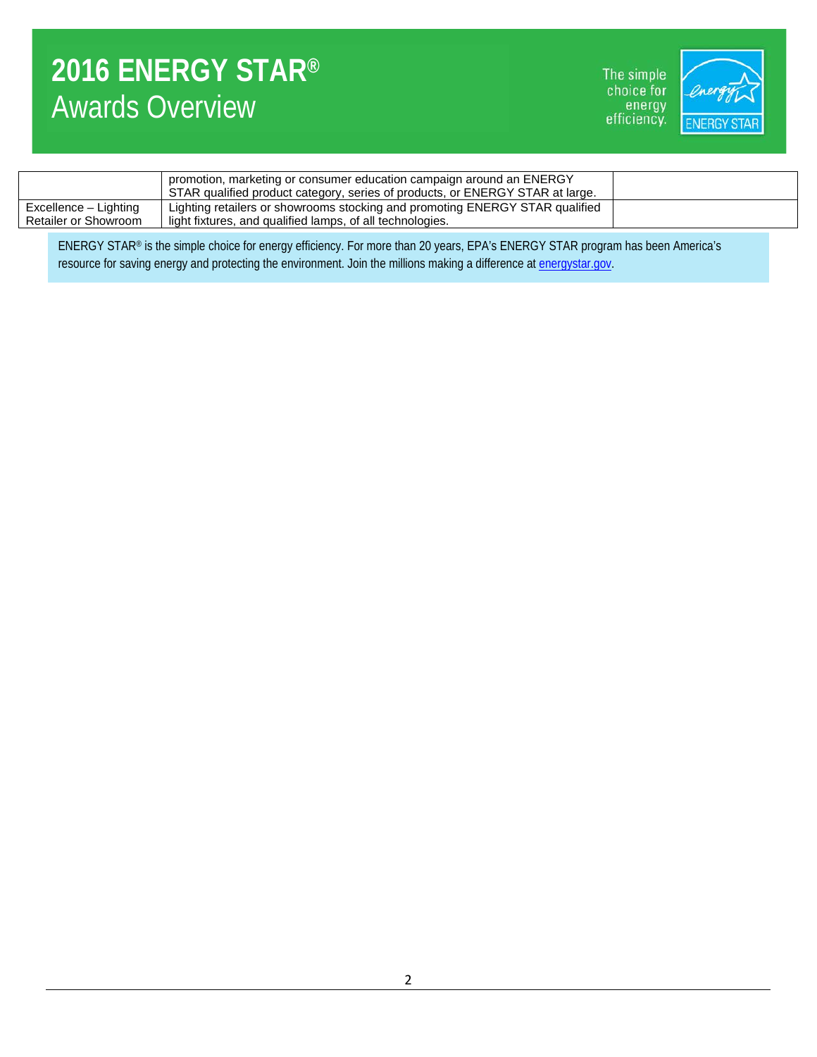| | | |
|---|---|---|
| | promotion, marketing or consumer education campaign around an ENERGY STAR qualified product category, series of products, or ENERGY STAR at large. | |
| Excellence – Lighting Retailer or Showroom | Lighting retailers or showrooms stocking and promoting ENERGY STAR qualified light fixtures, and qualified lamps, of all technologies. | |

ENERGY STAR® is the simple choice for energy efficiency. For more than 20 years, EPA's ENERGY STAR program has been America's resource for saving energy and protecting the environment. Join the millions making a difference at energystar.gov.